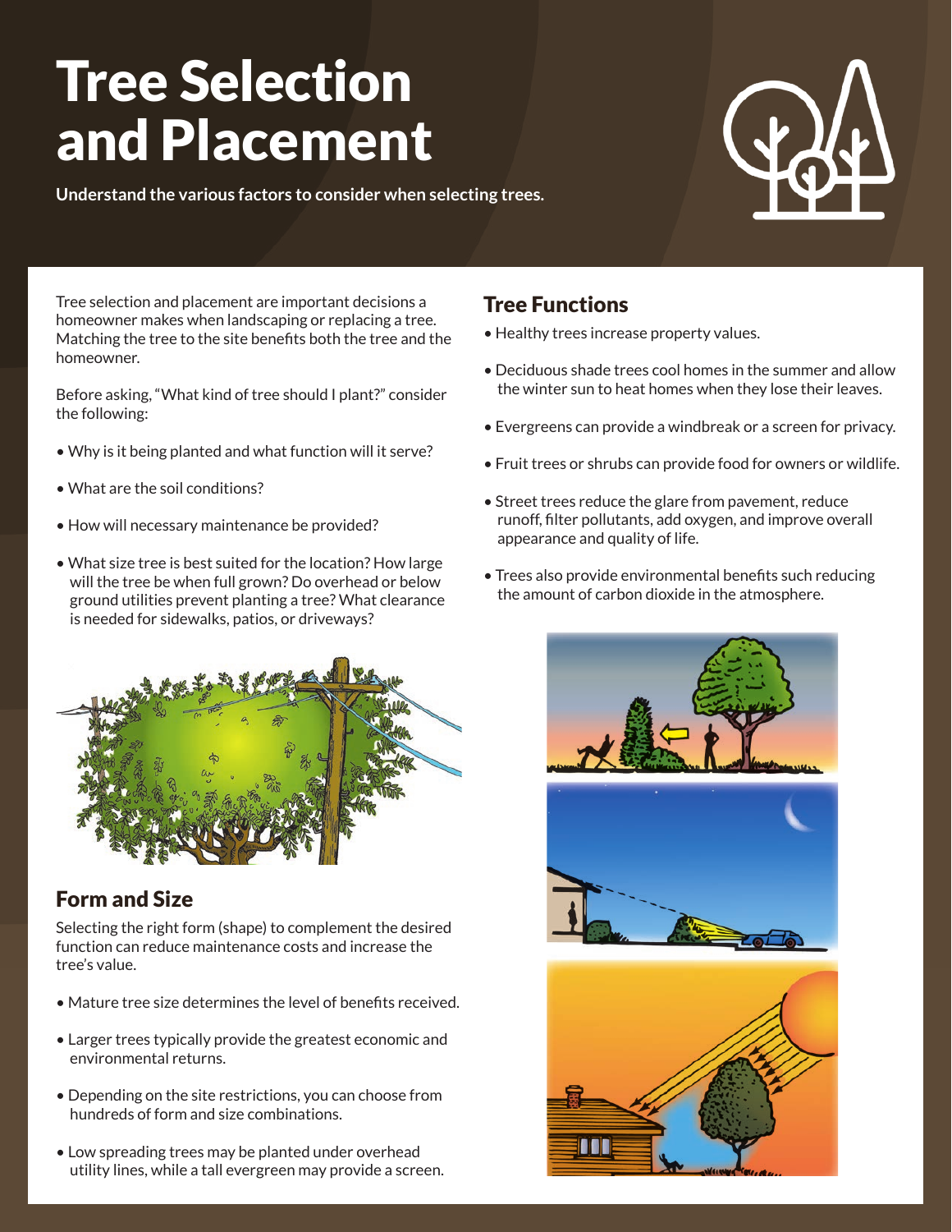# Tree Selection and Placement

**Understand the various factors to consider when selecting trees.**

Tree selection and placement are important decisions a homeowner makes when landscaping or replacing a tree. Matching the tree to the site benefits both the tree and the homeowner.

Before asking, "What kind of tree should I plant?" consider the following:

- Why is it being planted and what function will it serve?
- What are the soil conditions?
- How will necessary maintenance be provided?
- What size tree is best suited for the location? How large will the tree be when full grown? Do overhead or below ground utilities prevent planting a tree? What clearance is needed for sidewalks, patios, or driveways?

## Form and Size

Selecting the right form (shape) to complement the desired function can reduce maintenance costs and increase the tree's value.

- Mature tree size determines the level of benefits received.
- Larger trees typically provide the greatest economic and environmental returns.
- Depending on the site restrictions, you can choose from hundreds of form and size combinations.
- Low spreading trees may be planted under overhead utility lines, while a tall evergreen may provide a screen.

## Tree Functions

- Healthy trees increase property values.
- Deciduous shade trees cool homes in the summer and allow the winter sun to heat homes when they lose their leaves.
- Evergreens can provide a windbreak or a screen for privacy.
- Fruit trees or shrubs can provide food for owners or wildlife.
- Street trees reduce the glare from pavement, reduce runoff, filter pollutants, add oxygen, and improve overall appearance and quality of life.
- Trees also provide environmental benefits such reducing the amount of carbon dioxide in the atmosphere.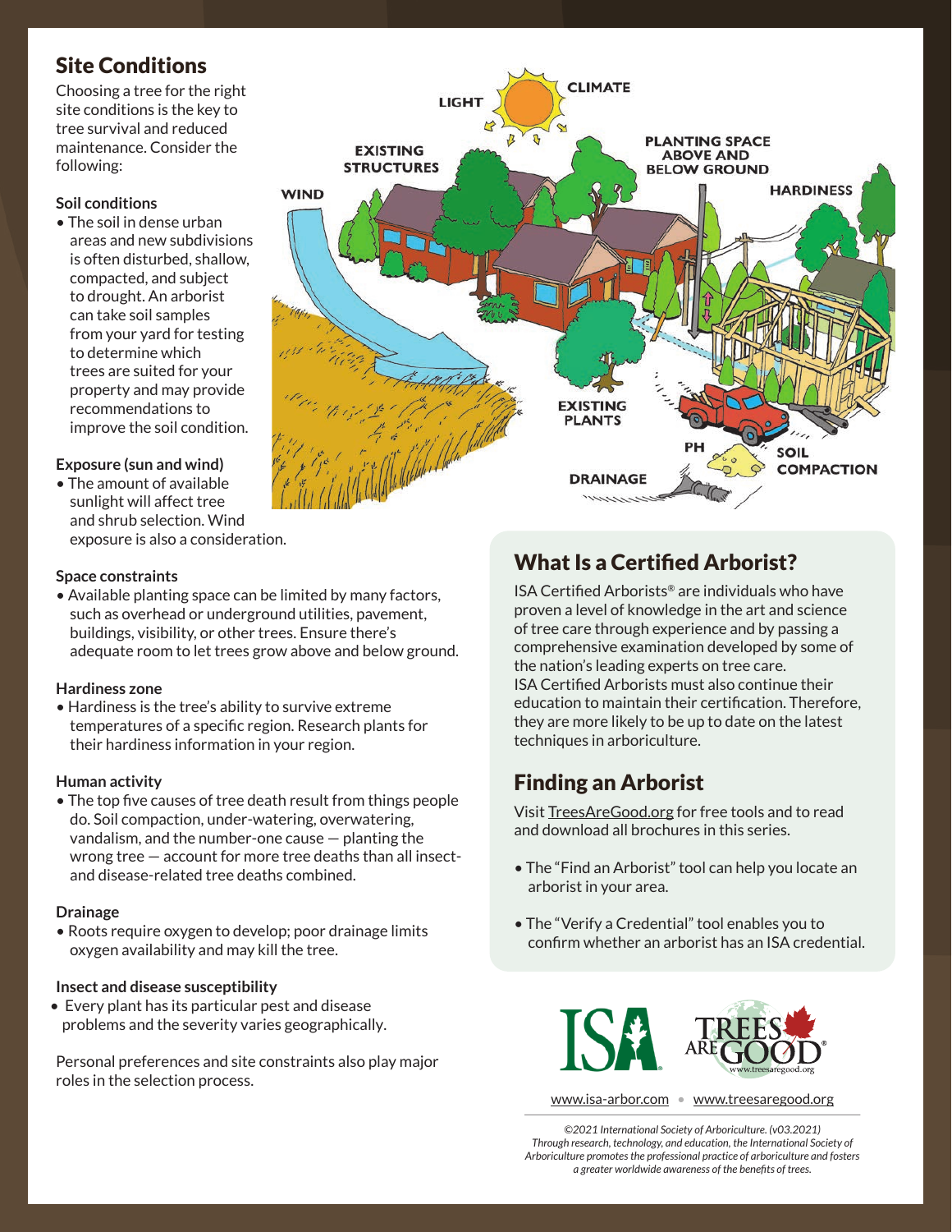## Site Conditions

Choosing a tree for the right site conditions is the key to tree survival and reduced maintenance. Consider the following:

**Soil conditions**

- The soil in dense urban areas and new subdivisions is often disturbed, shallow, compacted, and subject to drought. An arborist can take soil samples from your yard for testing to determine which trees are suited for your property and may provide recommendations to improve the soil condition.

**Exposure (sun and wind)**

- The amount of available sunlight will affect tree and shrub selection. Wind exposure is also a consideration.

**Space constraints**

- Available planting space can be limited by many factors, such as overhead or underground utilities, pavement, buildings, visibility, or other trees. Ensure there's adequate room to let trees grow above and below ground.

**Hardiness zone**

- Hardiness is the tree's ability to survive extreme temperatures of a specific region. Research plants for their hardiness information in your region.

**Human activity**

- The top five causes of tree death result from things people do. Soil compaction, under-watering, overwatering, vandalism, and the number-one cause — planting the wrong tree — account for more tree deaths than all insect- and disease-related tree deaths combined.

**Drainage**

- Roots require oxygen to develop; poor drainage limits oxygen availability and may kill the tree.

**Insect and disease susceptibility**

- Every plant has its particular pest and disease problems and the severity varies geographically.

Personal preferences and site constraints also play major roles in the selection process.

LIGHT
CLIMATE
EXISTING STRUCTURES
PLANTING SPACE ABOVE AND BELOW GROUND
WIND
HARDINESS
EXISTING PLANTS
PH
SOIL COMPACTION
DRAINAGE

## What Is a Certified Arborist?

ISA Certified Arborists® are individuals who have proven a level of knowledge in the art and science of tree care through experience and by passing a comprehensive examination developed by some of the nation's leading experts on tree care. ISA Certified Arborists must also continue their education to maintain their certification. Therefore, they are more likely to be up to date on the latest techniques in arboriculture.

## Finding an Arborist

Visit TreesAreGood.org for free tools and to read and download all brochures in this series.

- The "Find an Arborist" tool can help you locate an arborist in your area.
- The "Verify a Credential" tool enables you to confirm whether an arborist has an ISA credential.

ISA — TREES ARE GOOD® www.treesaregood.org

www.isa-arbor.com • www.treesaregood.org

*©2021 International Society of Arboriculture. (v03.2021)*
*Through research, technology, and education, the International Society of Arboriculture promotes the professional practice of arboriculture and fosters a greater worldwide awareness of the benefits of trees.*